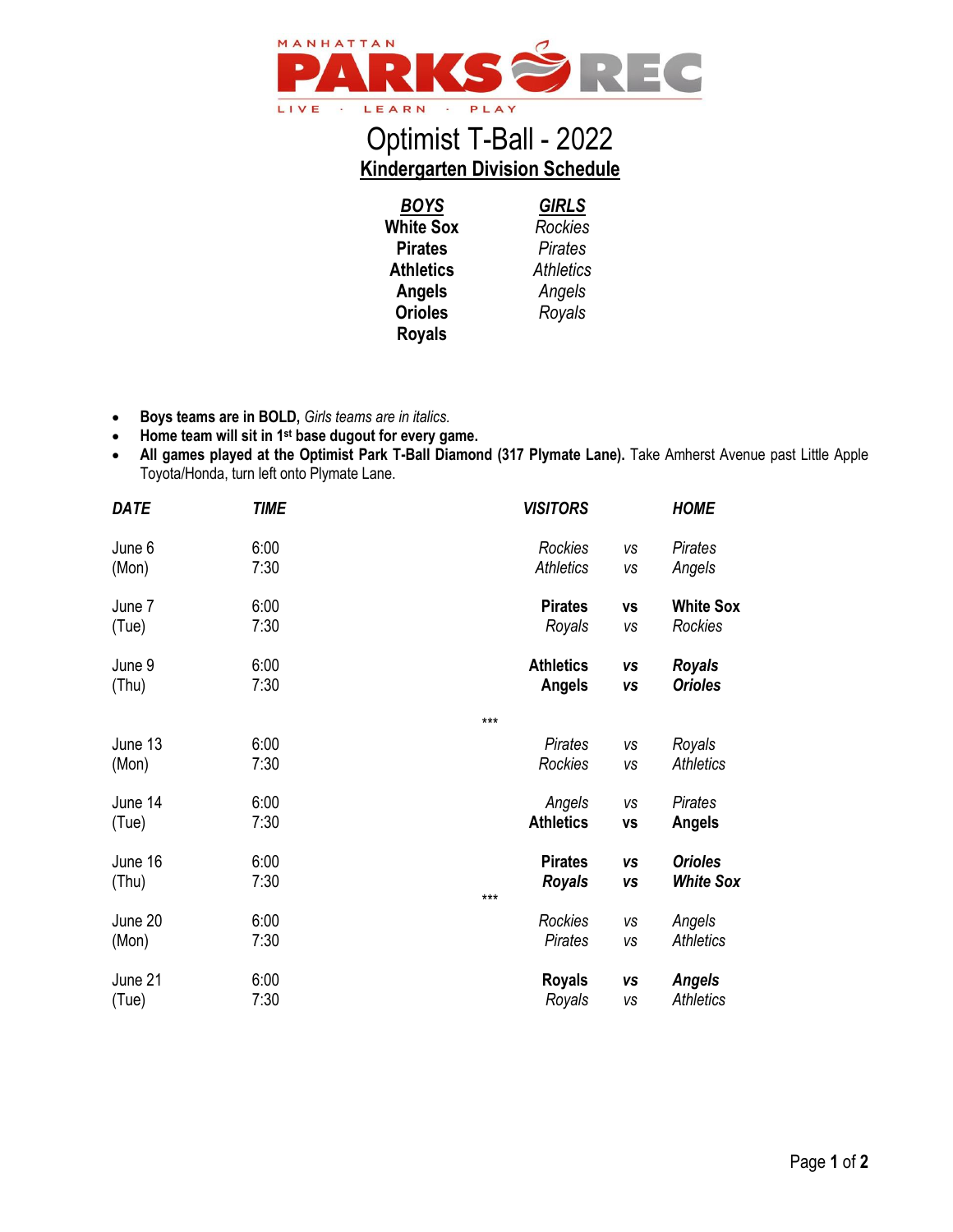MANHATTAN **PARKS & REC**

LIVE · LEARN · PLAY

# Optimist T-Ball - 2022

## Kindergarten Division Schedule

| ***BOYS*** | ***GIRLS*** |
|---|---|
| **White Sox** | *Rockies* |
| **Pirates** | *Pirates* |
| **Athletics** | *Athletics* |
| **Angels** | *Angels* |
| **Orioles** | *Royals* |
| **Royals** | |

- **Boys teams are in BOLD,** *Girls teams are in italics.*
- **Home team will sit in 1st base dugout for every game.**
- **All games played at the Optimist Park T-Ball Diamond (317 Plymate Lane).** Take Amherst Avenue past Little Apple Toyota/Honda, turn left onto Plymate Lane.

| *DATE* | *TIME* | *VISITORS* | | *HOME* |
|---|---|---|---|---|
| June 6 (Mon) | 6:00 | *Rockies* | *vs* | *Pirates* |
| | 7:30 | *Athletics* | *vs* | *Angels* |
| June 7 (Tue) | 6:00 | **Pirates** | **vs** | **White Sox** |
| | 7:30 | *Royals* | *vs* | *Rockies* |
| June 9 (Thu) | 6:00 | **Athletics** | ***vs*** | ***Royals*** |
| | 7:30 | **Angels** | ***vs*** | ***Orioles*** |
| | | *** | | |
| June 13 (Mon) | 6:00 | *Pirates* | *vs* | *Royals* |
| | 7:30 | *Rockies* | *vs* | *Athletics* |
| June 14 (Tue) | 6:00 | *Angels* | *vs* | *Pirates* |
| | 7:30 | **Athletics** | **vs** | **Angels** |
| June 16 (Thu) | 6:00 | **Pirates** | ***vs*** | ***Orioles*** |
| | 7:30 | ***Royals*** | ***vs*** | ***White Sox*** |
| | | *** | | |
| June 20 (Mon) | 6:00 | *Rockies* | *vs* | *Angels* |
| | 7:30 | *Pirates* | *vs* | *Athletics* |
| June 21 (Tue) | 6:00 | **Royals** | ***vs*** | ***Angels*** |
| | 7:30 | *Royals* | *vs* | *Athletics* |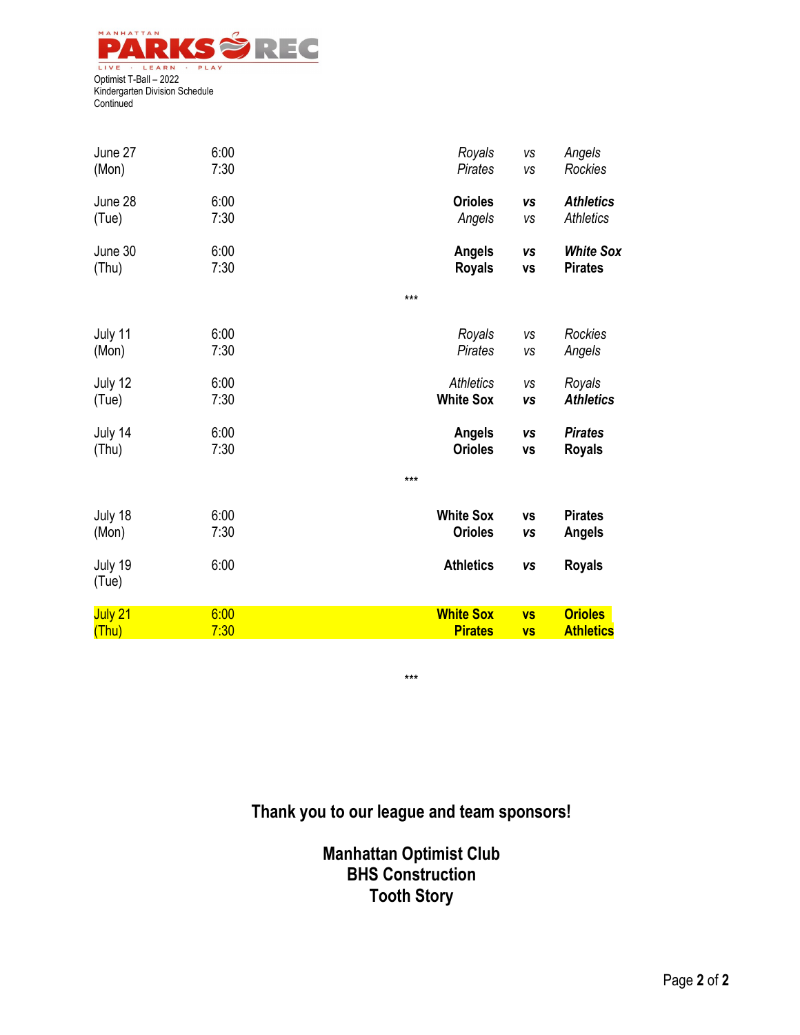MANHATTAN PARKS & REC
LIVE · LEARN · PLAY

Optimist T-Ball – 2022
Kindergarten Division Schedule
Continued

| | | | | |
|---|---|---|---|---|
| June 27 (Mon) | 6:00 | *Royals* | *vs* | *Angels* |
| | 7:30 | *Pirates* | *vs* | *Rockies* |
| June 28 (Tue) | 6:00 | **Orioles** | ***vs*** | ***Athletics*** |
| | 7:30 | *Angels* | *vs* | *Athletics* |
| June 30 (Thu) | 6:00 | **Angels** | ***vs*** | ***White Sox*** |
| | 7:30 | **Royals** | **vs** | **Pirates** |

\*\*\*

| | | | | |
|---|---|---|---|---|
| July 11 (Mon) | 6:00 | *Royals* | *vs* | *Rockies* |
| | 7:30 | *Pirates* | *vs* | *Angels* |
| July 12 (Tue) | 6:00 | *Athletics* | *vs* | *Royals* |
| | 7:30 | **White Sox** | ***vs*** | ***Athletics*** |
| July 14 (Thu) | 6:00 | **Angels** | ***vs*** | ***Pirates*** |
| | 7:30 | **Orioles** | **vs** | **Royals** |

\*\*\*

| | | | | |
|---|---|---|---|---|
| July 18 (Mon) | 6:00 | **White Sox** | **vs** | **Pirates** |
| | 7:30 | **Orioles** | ***vs*** | **Angels** |
| July 19 (Tue) | 6:00 | **Athletics** | ***vs*** | **Royals** |
| July 21 (Thu) | 6:00 | **White Sox** | **vs** | **Orioles** |
| | 7:30 | **Pirates** | **vs** | **Athletics** |

\*\*\*

## Thank you to our league and team sponsors!

**Manhattan Optimist Club**
**BHS Construction**
**Tooth Story**